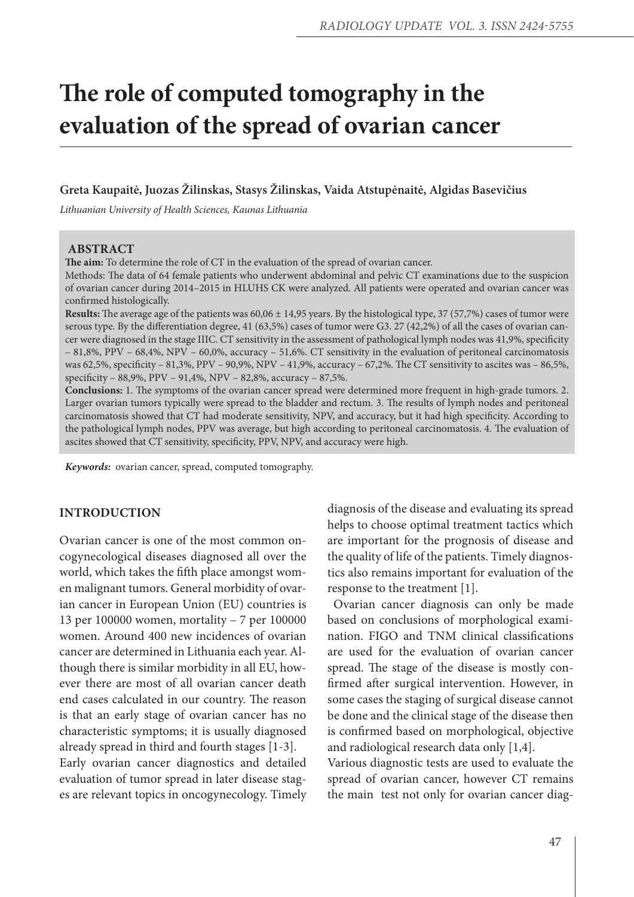# The role of computed tomography in the evaluation of the spread of ovarian cancer

**Greta Kaupaitė, Juozas Žilinskas, Stasys Žilinskas, Vaida Atstupėnaitė, Algidas Basevičius**

*Lithuanian University of Health Sciences, Kaunas Lithuania*

## ABSTRACT

**The aim:** To determine the role of CT in the evaluation of the spread of ovarian cancer.

Methods: The data of 64 female patients who underwent abdominal and pelvic CT examinations due to the suspicion of ovarian cancer during 2014–2015 in HLUHS CK were analyzed. All patients were operated and ovarian cancer was confirmed histologically.

**Results:** The average age of the patients was 60,06 ± 14,95 years. By the histological type, 37 (57,7%) cases of tumor were serous type. By the differentiation degree, 41 (63,5%) cases of tumor were G3. 27 (42,2%) of all the cases of ovarian cancer were diagnosed in the stage IIIC. CT sensitivity in the assessment of pathological lymph nodes was 41,9%, specificity – 81,8%, PPV – 68,4%, NPV – 60,0%, accuracy – 51,6%. CT sensitivity in the evaluation of peritoneal carcinomatosis was 62,5%, specificity – 81,3%, PPV – 90,9%, NPV – 41,9%, accuracy – 67,2%. The CT sensitivity to ascites was – 86,5%, specificity – 88,9%, PPV – 91,4%, NPV – 82,8%, accuracy – 87,5%.

**Conclusions:** 1. The symptoms of the ovarian cancer spread were determined more frequent in high-grade tumors. 2. Larger ovarian tumors typically were spread to the bladder and rectum. 3. The results of lymph nodes and peritoneal carcinomatosis showed that CT had moderate sensitivity, NPV, and accuracy, but it had high specificity. According to the pathological lymph nodes, PPV was average, but high according to peritoneal carcinomatosis. 4. The evaluation of ascites showed that CT sensitivity, specificity, PPV, NPV, and accuracy were high.

***Keywords:*** ovarian cancer, spread, computed tomography.

## INTRODUCTION

Ovarian cancer is one of the most common oncogynecological diseases diagnosed all over the world, which takes the fifth place amongst women malignant tumors. General morbidity of ovarian cancer in European Union (EU) countries is 13 per 100000 women, mortality – 7 per 100000 women. Around 400 new incidences of ovarian cancer are determined in Lithuania each year. Although there is similar morbidity in all EU, however there are most of all ovarian cancer death end cases calculated in our country. The reason is that an early stage of ovarian cancer has no characteristic symptoms; it is usually diagnosed already spread in third and fourth stages [1-3].

Early ovarian cancer diagnostics and detailed evaluation of tumor spread in later disease stages are relevant topics in oncogynecology. Timely diagnosis of the disease and evaluating its spread helps to choose optimal treatment tactics which are important for the prognosis of disease and the quality of life of the patients. Timely diagnostics also remains important for evaluation of the response to the treatment [1].

Ovarian cancer diagnosis can only be made based on conclusions of morphological examination. FIGO and TNM clinical classifications are used for the evaluation of ovarian cancer spread. The stage of the disease is mostly confirmed after surgical intervention. However, in some cases the staging of surgical disease cannot be done and the clinical stage of the disease then is confirmed based on morphological, objective and radiological research data only [1,4].

Various diagnostic tests are used to evaluate the spread of ovarian cancer, however CT remains the main test not only for ovarian cancer diag-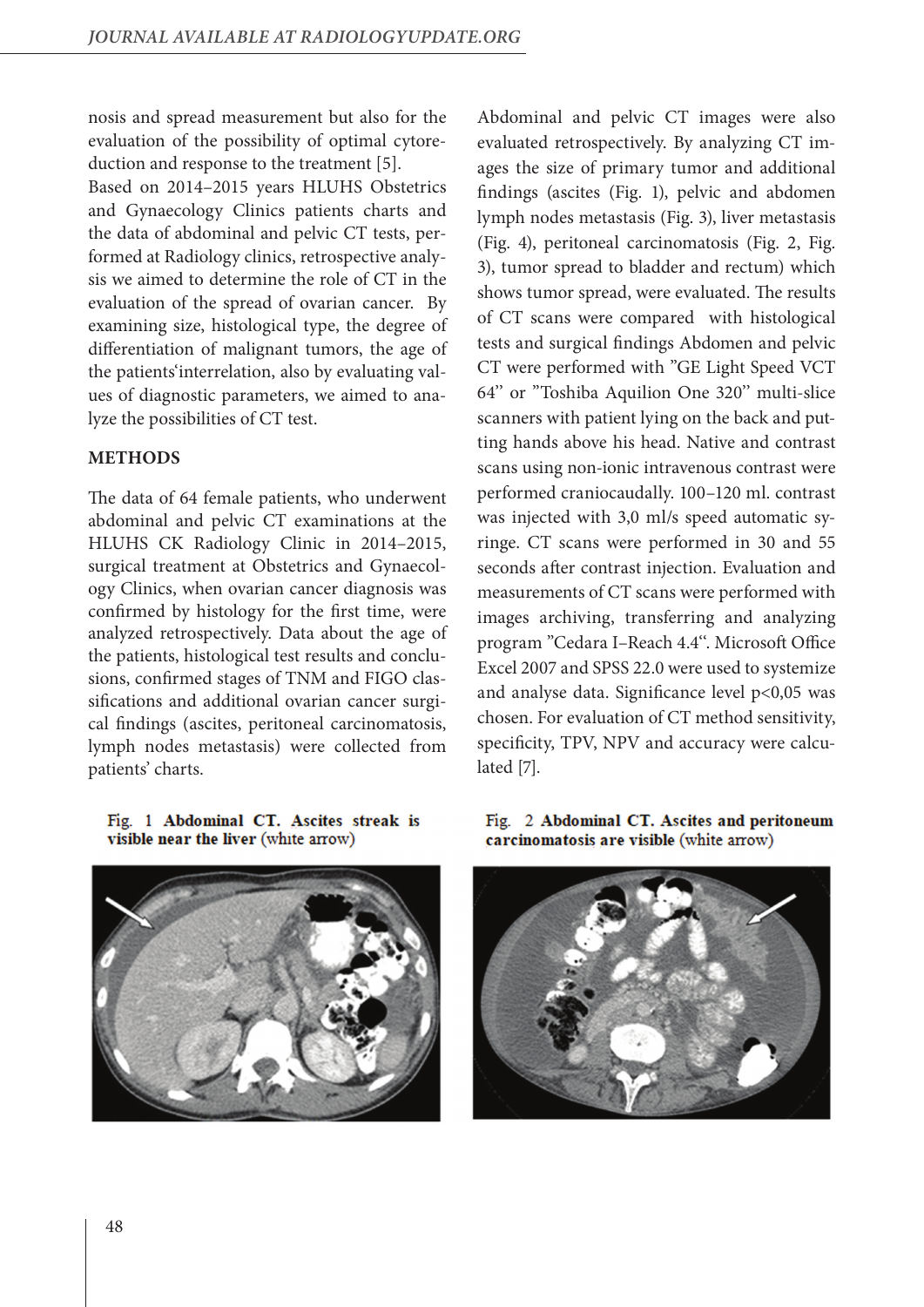nosis and spread measurement but also for the evaluation of the possibility of optimal cytoreduction and response to the treatment [5].

Based on 2014–2015 years HLUHS Obstetrics and Gynaecology Clinics patients charts and the data of abdominal and pelvic CT tests, performed at Radiology clinics, retrospective analysis we aimed to determine the role of CT in the evaluation of the spread of ovarian cancer. By examining size, histological type, the degree of differentiation of malignant tumors, the age of the patients'interrelation, also by evaluating values of diagnostic parameters, we aimed to analyze the possibilities of CT test.

## METHODS

The data of 64 female patients, who underwent abdominal and pelvic CT examinations at the HLUHS CK Radiology Clinic in 2014–2015, surgical treatment at Obstetrics and Gynaecology Clinics, when ovarian cancer diagnosis was confirmed by histology for the first time, were analyzed retrospectively. Data about the age of the patients, histological test results and conclusions, confirmed stages of TNM and FIGO classifications and additional ovarian cancer surgical findings (ascites, peritoneal carcinomatosis, lymph nodes metastasis) were collected from patients' charts.

Abdominal and pelvic CT images were also evaluated retrospectively. By analyzing CT images the size of primary tumor and additional findings (ascites (Fig. 1), pelvic and abdomen lymph nodes metastasis (Fig. 3), liver metastasis (Fig. 4), peritoneal carcinomatosis (Fig. 2, Fig. 3), tumor spread to bladder and rectum) which shows tumor spread, were evaluated. The results of CT scans were compared with histological tests and surgical findings Abdomen and pelvic CT were performed with "GE Light Speed VCT 64" or "Toshiba Aquilion One 320" multi-slice scanners with patient lying on the back and putting hands above his head. Native and contrast scans using non-ionic intravenous contrast were performed craniocaudally. 100–120 ml. contrast was injected with 3,0 ml/s speed automatic syringe. CT scans were performed in 30 and 55 seconds after contrast injection. Evaluation and measurements of CT scans were performed with images archiving, transferring and analyzing program "Cedara I–Reach 4.4". Microsoft Office Excel 2007 and SPSS 22.0 were used to systemize and analyse data. Significance level p<0,05 was chosen. For evaluation of CT method sensitivity, specificity, TPV, NPV and accuracy were calculated [7].

Fig. 1 **Abdominal CT. Ascites streak is visible near the liver** (white arrow)

Fig. 2 **Abdominal CT. Ascites and peritoneum carcinomatosis are visible** (white arrow)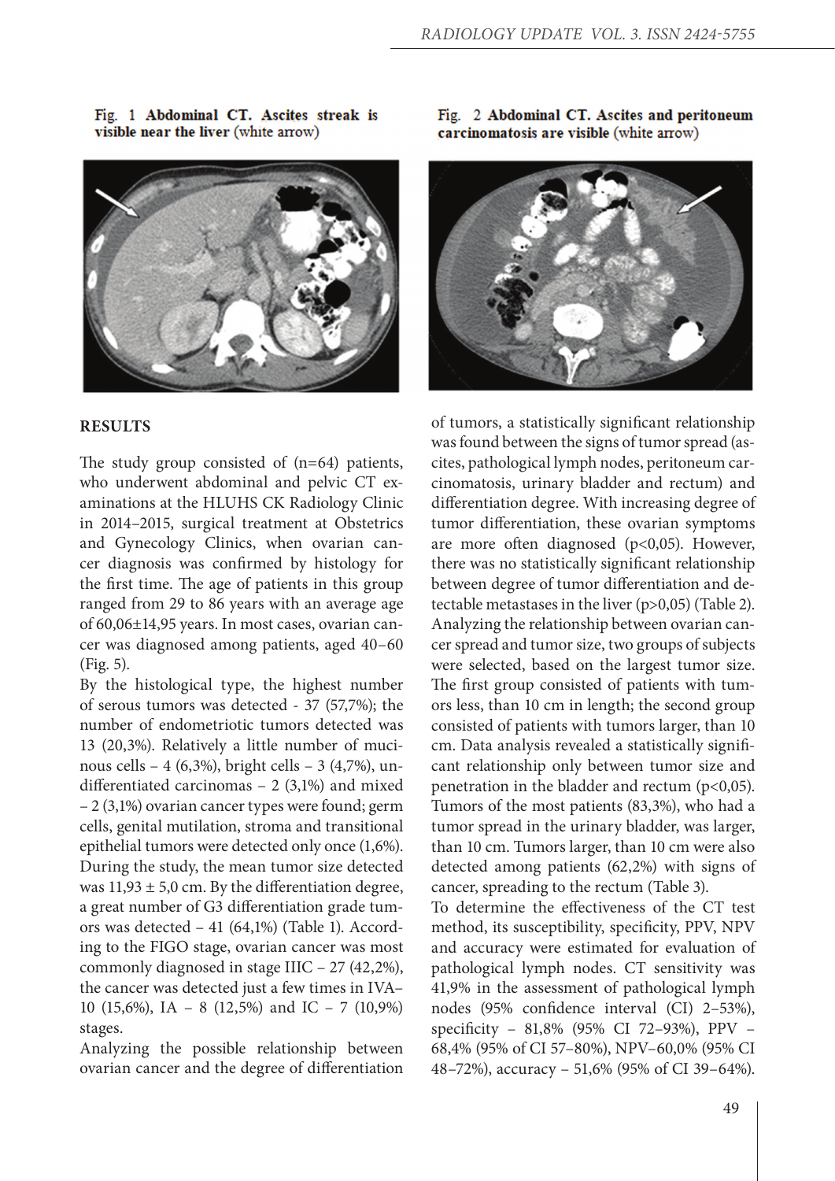Fig. 1 **Abdominal CT. Ascites streak is visible near the liver** (white arrow)

Fig. 2 **Abdominal CT. Ascites and peritoneum carcinomatosis are visible** (white arrow)

## RESULTS

The study group consisted of (n=64) patients, who underwent abdominal and pelvic CT examinations at the HLUHS CK Radiology Clinic in 2014–2015, surgical treatment at Obstetrics and Gynecology Clinics, when ovarian cancer diagnosis was confirmed by histology for the first time. The age of patients in this group ranged from 29 to 86 years with an average age of 60,06±14,95 years. In most cases, ovarian cancer was diagnosed among patients, aged 40–60 (Fig. 5).

By the histological type, the highest number of serous tumors was detected - 37 (57,7%); the number of endometriotic tumors detected was 13 (20,3%). Relatively a little number of mucinous cells – 4 (6,3%), bright cells – 3 (4,7%), undifferentiated carcinomas – 2 (3,1%) and mixed – 2 (3,1%) ovarian cancer types were found; germ cells, genital mutilation, stroma and transitional epithelial tumors were detected only once (1,6%). During the study, the mean tumor size detected was 11,93 ± 5,0 cm. By the differentiation degree, a great number of G3 differentiation grade tumors was detected – 41 (64,1%) (Table 1). According to the FIGO stage, ovarian cancer was most commonly diagnosed in stage IIIC – 27 (42,2%), the cancer was detected just a few times in IVA–10 (15,6%), IA – 8 (12,5%) and IC – 7 (10,9%) stages.

Analyzing the possible relationship between ovarian cancer and the degree of differentiation of tumors, a statistically significant relationship was found between the signs of tumor spread (ascites, pathological lymph nodes, peritoneum carcinomatosis, urinary bladder and rectum) and differentiation degree. With increasing degree of tumor differentiation, these ovarian symptoms are more often diagnosed ($p<0,05$). However, there was no statistically significant relationship between degree of tumor differentiation and detectable metastases in the liver ($p>0,05$) (Table 2).

Analyzing the relationship between ovarian cancer spread and tumor size, two groups of subjects were selected, based on the largest tumor size. The first group consisted of patients with tumors less, than 10 cm in length; the second group consisted of patients with tumors larger, than 10 cm. Data analysis revealed a statistically significant relationship only between tumor size and penetration in the bladder and rectum ($p<0,05$). Tumors of the most patients (83,3%), who had a tumor spread in the urinary bladder, was larger, than 10 cm. Tumors larger, than 10 cm were also detected among patients (62,2%) with signs of cancer, spreading to the rectum (Table 3).

To determine the effectiveness of the CT test method, its susceptibility, specificity, PPV, NPV and accuracy were estimated for evaluation of pathological lymph nodes. CT sensitivity was 41,9% in the assessment of pathological lymph nodes (95% confidence interval (CI) 2–53%), specificity – 81,8% (95% CI 72–93%), PPV – 68,4% (95% of CI 57–80%), NPV–60,0% (95% CI 48–72%), accuracy – 51,6% (95% of CI 39–64%).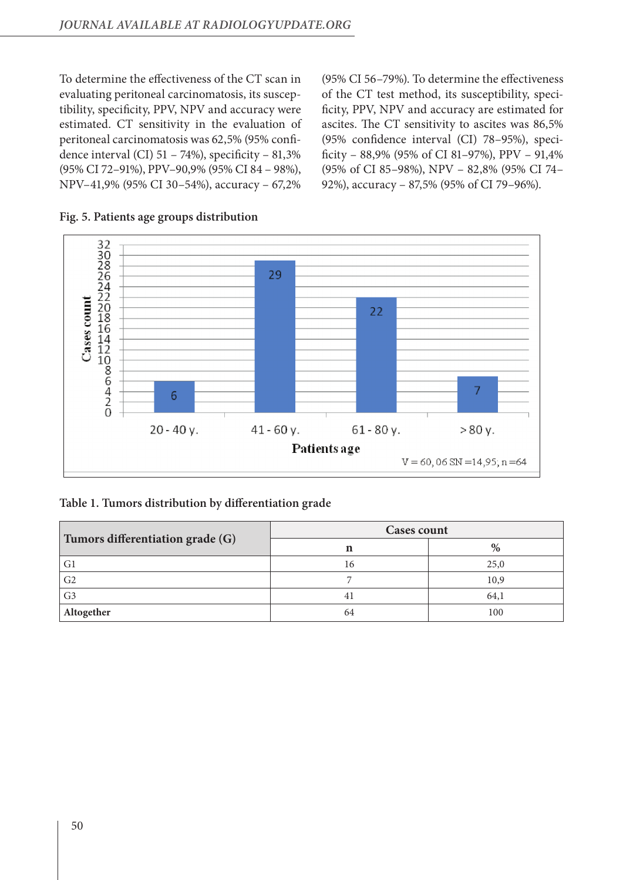To determine the effectiveness of the CT scan in evaluating peritoneal carcinomatosis, its susceptibility, specificity, PPV, NPV and accuracy were estimated. CT sensitivity in the evaluation of peritoneal carcinomatosis was 62,5% (95% confidence interval (CI) 51 – 74%), specificity – 81,3% (95% CI 72–91%), PPV–90,9% (95% CI 84 – 98%), NPV–41,9% (95% CI 30–54%), accuracy – 67,2% (95% CI 56–79%). To determine the effectiveness of the CT test method, its susceptibility, specificity, PPV, NPV and accuracy are estimated for ascites. The CT sensitivity to ascites was 86,5% (95% confidence interval (CI) 78–95%), specificity – 88,9% (95% of CI 81–97%), PPV – 91,4% (95% of CI 85–98%), NPV – 82,8% (95% CI 74–92%), accuracy – 87,5% (95% of CI 79–96%).

**Fig. 5. Patients age groups distribution**

| Patients age | Cases count |
|---|---|
| 20 - 40 y. | 6 |
| 41 - 60 y. | 29 |
| 61 - 80 y. | 22 |
| > 80 y. | 7 |

V = 60, 06 SN =14,95; n =64

**Table 1. Tumors distribution by differentiation grade**

| Tumors differentiation grade (G) | Cases count | |
|---|---|---|
| | n | % |
| G1 | 16 | 25,0 |
| G2 | 7 | 10,9 |
| G3 | 41 | 64,1 |
| **Altogether** | 64 | 100 |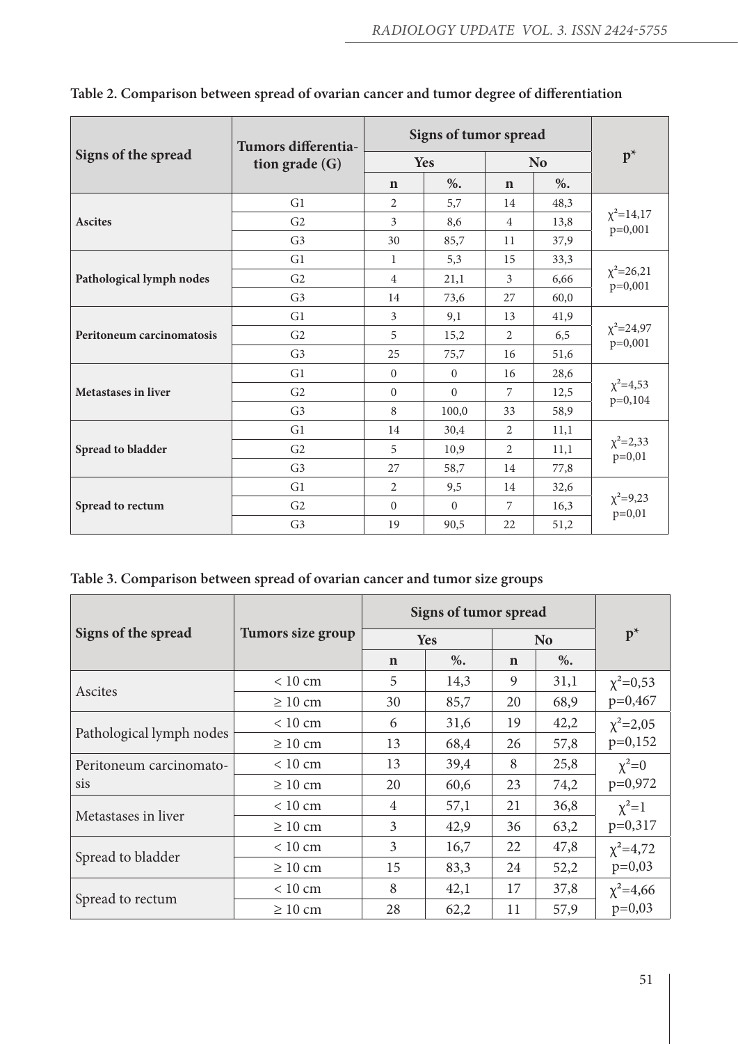**Table 2. Comparison between spread of ovarian cancer and tumor degree of differentiation**

| Signs of the spread | Tumors differentiation grade (G) | Signs of tumor spread | | | | $p^*$ |
|---|---|---|---|---|---|---|
| | | Yes | | No | | |
| | | n | %. | n | %. | |
| **Ascites** | G1 | 2 | 5,7 | 14 | 48,3 | $\chi^2$=14,17 p=0,001 |
| | G2 | 3 | 8,6 | 4 | 13,8 | |
| | G3 | 30 | 85,7 | 11 | 37,9 | |
| **Pathological lymph nodes** | G1 | 1 | 5,3 | 15 | 33,3 | $\chi^2$=26,21 p=0,001 |
| | G2 | 4 | 21,1 | 3 | 6,66 | |
| | G3 | 14 | 73,6 | 27 | 60,0 | |
| **Peritoneum carcinomatosis** | G1 | 3 | 9,1 | 13 | 41,9 | $\chi^2$=24,97 p=0,001 |
| | G2 | 5 | 15,2 | 2 | 6,5 | |
| | G3 | 25 | 75,7 | 16 | 51,6 | |
| **Metastases in liver** | G1 | 0 | 0 | 16 | 28,6 | $\chi^2$=4,53 p=0,104 |
| | G2 | 0 | 0 | 7 | 12,5 | |
| | G3 | 8 | 100,0 | 33 | 58,9 | |
| **Spread to bladder** | G1 | 14 | 30,4 | 2 | 11,1 | $\chi^2$=2,33 p=0,01 |
| | G2 | 5 | 10,9 | 2 | 11,1 | |
| | G3 | 27 | 58,7 | 14 | 77,8 | |
| **Spread to rectum** | G1 | 2 | 9,5 | 14 | 32,6 | $\chi^2$=9,23 p=0,01 |
| | G2 | 0 | 0 | 7 | 16,3 | |
| | G3 | 19 | 90,5 | 22 | 51,2 | |

**Table 3. Comparison between spread of ovarian cancer and tumor size groups**

| Signs of the spread | Tumors size group | Signs of tumor spread | | | | $p^*$ |
|---|---|---|---|---|---|---|
| | | Yes | | No | | |
| | | n | %. | n | %. | |
| Ascites | < 10 cm | 5 | 14,3 | 9 | 31,1 | $\chi^2$=0,53 p=0,467 |
| | ≥ 10 cm | 30 | 85,7 | 20 | 68,9 | |
| Pathological lymph nodes | < 10 cm | 6 | 31,6 | 19 | 42,2 | $\chi^2$=2,05 p=0,152 |
| | ≥ 10 cm | 13 | 68,4 | 26 | 57,8 | |
| Peritoneum carcinomatosis | < 10 cm | 13 | 39,4 | 8 | 25,8 | $\chi^2$=0 p=0,972 |
| | ≥ 10 cm | 20 | 60,6 | 23 | 74,2 | |
| Metastases in liver | < 10 cm | 4 | 57,1 | 21 | 36,8 | $\chi^2$=1 p=0,317 |
| | ≥ 10 cm | 3 | 42,9 | 36 | 63,2 | |
| Spread to bladder | < 10 cm | 3 | 16,7 | 22 | 47,8 | $\chi^2$=4,72 p=0,03 |
| | ≥ 10 cm | 15 | 83,3 | 24 | 52,2 | |
| Spread to rectum | < 10 cm | 8 | 42,1 | 17 | 37,8 | $\chi^2$=4,66 p=0,03 |
| | ≥ 10 cm | 28 | 62,2 | 11 | 57,9 | |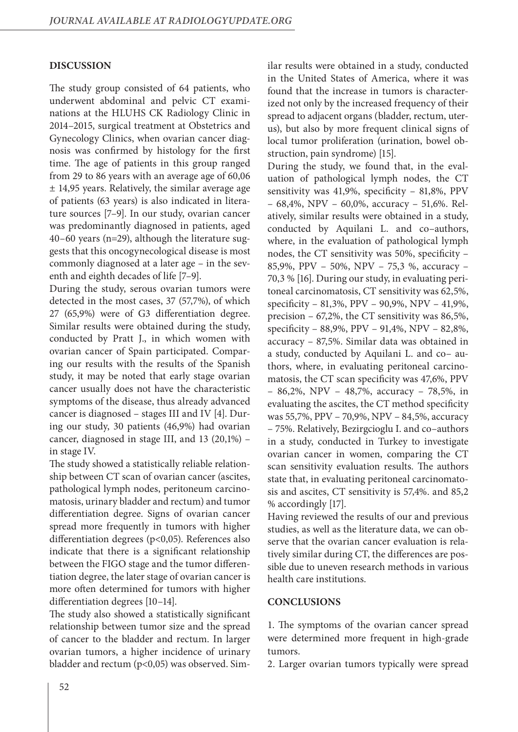## DISCUSSION

The study group consisted of 64 patients, who underwent abdominal and pelvic CT examinations at the HLUHS CK Radiology Clinic in 2014–2015, surgical treatment at Obstetrics and Gynecology Clinics, when ovarian cancer diagnosis was confirmed by histology for the first time. The age of patients in this group ranged from 29 to 86 years with an average age of 60,06 ± 14,95 years. Relatively, the similar average age of patients (63 years) is also indicated in literature sources [7–9]. In our study, ovarian cancer was predominantly diagnosed in patients, aged 40–60 years (n=29), although the literature suggests that this oncogynecological disease is most commonly diagnosed at a later age – in the seventh and eighth decades of life [7–9].

During the study, serous ovarian tumors were detected in the most cases, 37 (57,7%), of which 27 (65,9%) were of G3 differentiation degree. Similar results were obtained during the study, conducted by Pratt J., in which women with ovarian cancer of Spain participated. Comparing our results with the results of the Spanish study, it may be noted that early stage ovarian cancer usually does not have the characteristic symptoms of the disease, thus already advanced cancer is diagnosed – stages III and IV [4]. During our study, 30 patients (46,9%) had ovarian cancer, diagnosed in stage III, and 13 (20,1%) – in stage IV.

The study showed a statistically reliable relationship between CT scan of ovarian cancer (ascites, pathological lymph nodes, peritoneum carcinomatosis, urinary bladder and rectum) and tumor differentiation degree. Signs of ovarian cancer spread more frequently in tumors with higher differentiation degrees ($p<0,05$). References also indicate that there is a significant relationship between the FIGO stage and the tumor differentiation degree, the later stage of ovarian cancer is more often determined for tumors with higher differentiation degrees [10–14].

The study also showed a statistically significant relationship between tumor size and the spread of cancer to the bladder and rectum. In larger ovarian tumors, a higher incidence of urinary bladder and rectum ($p<0,05$) was observed. Similar results were obtained in a study, conducted in the United States of America, where it was found that the increase in tumors is characterized not only by the increased frequency of their spread to adjacent organs (bladder, rectum, uterus), but also by more frequent clinical signs of local tumor proliferation (urination, bowel obstruction, pain syndrome) [15].

During the study, we found that, in the evaluation of pathological lymph nodes, the CT sensitivity was 41,9%, specificity – 81,8%, PPV – 68,4%, NPV – 60,0%, accuracy – 51,6%. Relatively, similar results were obtained in a study, conducted by Aquilani L. and co–authors, where, in the evaluation of pathological lymph nodes, the CT sensitivity was 50%, specificity – 85,9%, PPV – 50%, NPV – 75,3 %, accuracy – 70,3 % [16]. During our study, in evaluating peritoneal carcinomatosis, CT sensitivity was 62,5%, specificity – 81,3%, PPV – 90,9%, NPV – 41,9%, precision – 67,2%, the CT sensitivity was 86,5%, specificity – 88,9%, PPV – 91,4%, NPV – 82,8%, accuracy – 87,5%. Similar data was obtained in a study, conducted by Aquilani L. and co– authors, where, in evaluating peritoneal carcinomatosis, the CT scan specificity was 47,6%, PPV – 86,2%, NPV – 48,7%, accuracy – 78,5%, in evaluating the ascites, the CT method specificity was 55,7%, PPV – 70,9%, NPV – 84,5%, accuracy – 75%. Relatively, Bezirgcioglu I. and co–authors in a study, conducted in Turkey to investigate ovarian cancer in women, comparing the CT scan sensitivity evaluation results. The authors state that, in evaluating peritoneal carcinomatosis and ascites, CT sensitivity is 57,4%. and 85,2 % accordingly [17].

Having reviewed the results of our and previous studies, as well as the literature data, we can observe that the ovarian cancer evaluation is relatively similar during CT, the differences are possible due to uneven research methods in various health care institutions.

## CONCLUSIONS

1. The symptoms of the ovarian cancer spread were determined more frequent in high-grade tumors.
2. Larger ovarian tumors typically were spread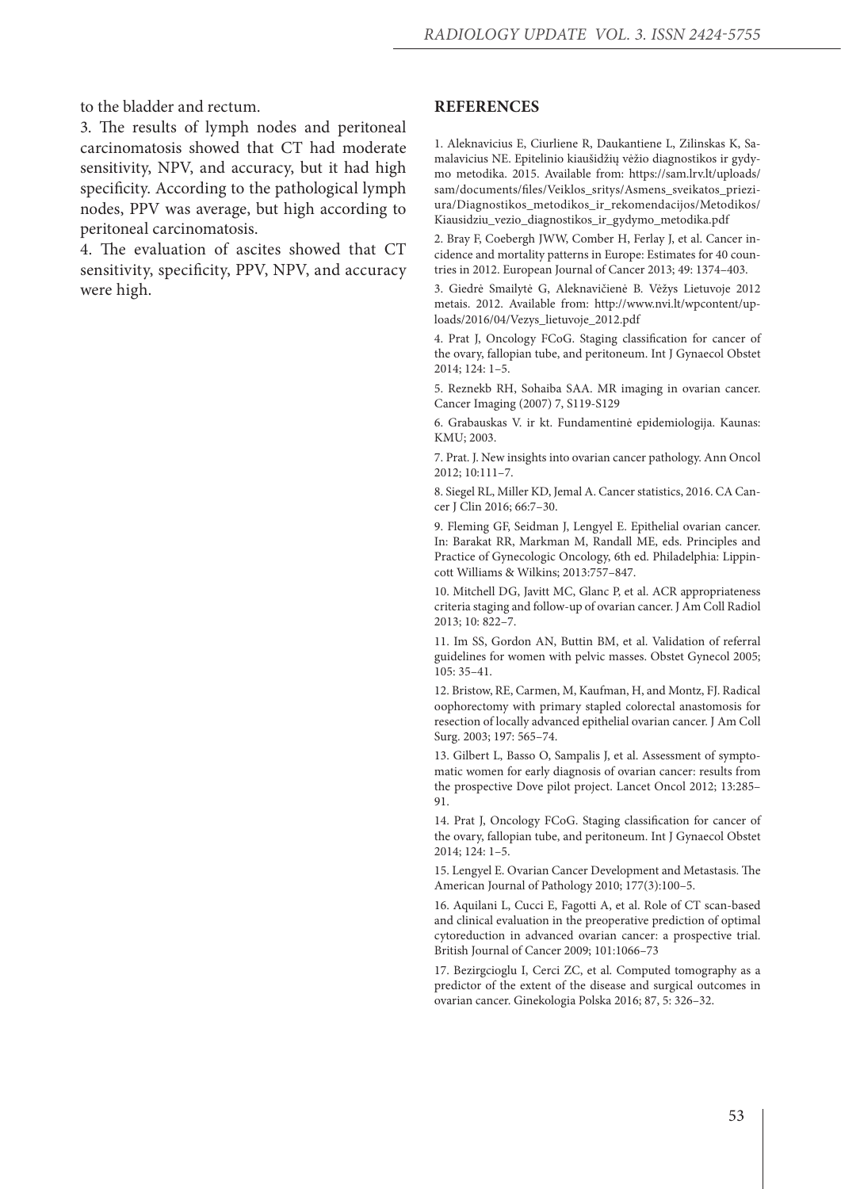to the bladder and rectum.

3. The results of lymph nodes and peritoneal carcinomatosis showed that CT had moderate sensitivity, NPV, and accuracy, but it had high specificity. According to the pathological lymph nodes, PPV was average, but high according to peritoneal carcinomatosis.

4. The evaluation of ascites showed that CT sensitivity, specificity, PPV, NPV, and accuracy were high.

## REFERENCES

1. Aleknavicius E, Ciurliene R, Daukantiene L, Zilinskas K, Samalavicius NE. Epitelinio kiaušidžių vėžio diagnostikos ir gydymo metodika. 2015. Available from: https://sam.lrv.lt/uploads/sam/documents/files/Veiklos_sritys/Asmens_sveikatos_prieziura/Diagnostikos_metodikos_ir_rekomendacijos/Metodikos/Kiausidziu_vezio_diagnostikos_ir_gydymo_metodika.pdf

2. Bray F, Coebergh JWW, Comber H, Ferlay J, et al. Cancer incidence and mortality patterns in Europe: Estimates for 40 countries in 2012. European Journal of Cancer 2013; 49: 1374–403.

3. Giedrė Smailytė G, Aleknavičienė B. Vėžys Lietuvoje 2012 metais. 2012. Available from: http://www.nvi.lt/wpcontent/uploads/2016/04/Vezys_lietuvoje_2012.pdf

4. Prat J, Oncology FCoG. Staging classification for cancer of the ovary, fallopian tube, and peritoneum. Int J Gynaecol Obstet 2014; 124: 1–5.

5. Reznekb RH, Sohaiba SAA. MR imaging in ovarian cancer. Cancer Imaging (2007) 7, S119-S129

6. Grabauskas V. ir kt. Fundamentinė epidemiologija. Kaunas: KMU; 2003.

7. Prat. J. New insights into ovarian cancer pathology. Ann Oncol 2012; 10:111–7.

8. Siegel RL, Miller KD, Jemal A. Cancer statistics, 2016. CA Cancer J Clin 2016; 66:7–30.

9. Fleming GF, Seidman J, Lengyel E. Epithelial ovarian cancer. In: Barakat RR, Markman M, Randall ME, eds. Principles and Practice of Gynecologic Oncology, 6th ed. Philadelphia: Lippincott Williams & Wilkins; 2013:757–847.

10. Mitchell DG, Javitt MC, Glanc P, et al. ACR appropriateness criteria staging and follow-up of ovarian cancer. J Am Coll Radiol 2013; 10: 822–7.

11. Im SS, Gordon AN, Buttin BM, et al. Validation of referral guidelines for women with pelvic masses. Obstet Gynecol 2005; 105: 35–41.

12. Bristow, RE, Carmen, M, Kaufman, H, and Montz, FJ. Radical oophorectomy with primary stapled colorectal anastomosis for resection of locally advanced epithelial ovarian cancer. J Am Coll Surg. 2003; 197: 565–74.

13. Gilbert L, Basso O, Sampalis J, et al. Assessment of symptomatic women for early diagnosis of ovarian cancer: results from the prospective Dove pilot project. Lancet Oncol 2012; 13:285–91.

14. Prat J, Oncology FCoG. Staging classification for cancer of the ovary, fallopian tube, and peritoneum. Int J Gynaecol Obstet 2014; 124: 1–5.

15. Lengyel E. Ovarian Cancer Development and Metastasis. The American Journal of Pathology 2010; 177(3):100–5.

16. Aquilani L, Cucci E, Fagotti A, et al. Role of CT scan-based and clinical evaluation in the preoperative prediction of optimal cytoreduction in advanced ovarian cancer: a prospective trial. British Journal of Cancer 2009; 101:1066–73

17. Bezirgcioglu I, Cerci ZC, et al. Computed tomography as a predictor of the extent of the disease and surgical outcomes in ovarian cancer. Ginekologia Polska 2016; 87, 5: 326–32.